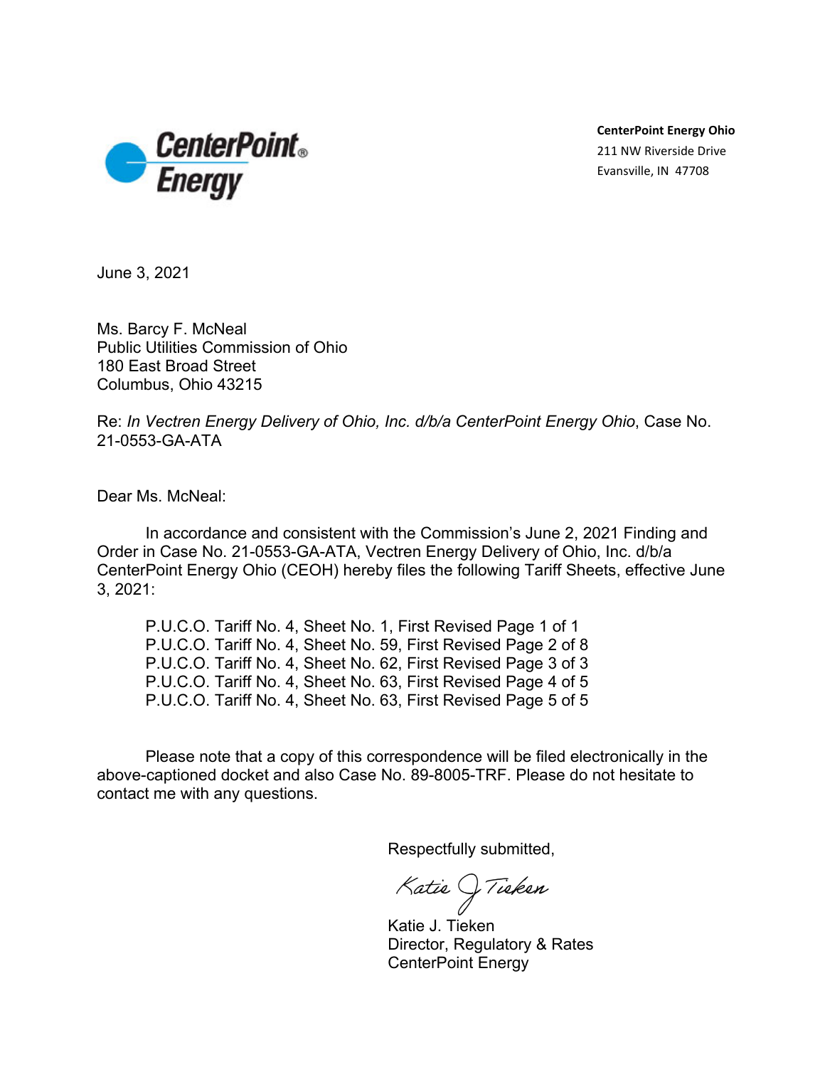CenterPoint Energy

**CenterPoint Energy Ohio**
211 NW Riverside Drive
Evansville, IN 47708

June 3, 2021

Ms. Barcy F. McNeal
Public Utilities Commission of Ohio
180 East Broad Street
Columbus, Ohio 43215

Re: *In Vectren Energy Delivery of Ohio, Inc. d/b/a CenterPoint Energy Ohio*, Case No. 21-0553-GA-ATA

Dear Ms. McNeal:

In accordance and consistent with the Commission's June 2, 2021 Finding and Order in Case No. 21-0553-GA-ATA, Vectren Energy Delivery of Ohio, Inc. d/b/a CenterPoint Energy Ohio (CEOH) hereby files the following Tariff Sheets, effective June 3, 2021:

P.U.C.O. Tariff No. 4, Sheet No. 1, First Revised Page 1 of 1
P.U.C.O. Tariff No. 4, Sheet No. 59, First Revised Page 2 of 8
P.U.C.O. Tariff No. 4, Sheet No. 62, First Revised Page 3 of 3
P.U.C.O. Tariff No. 4, Sheet No. 63, First Revised Page 4 of 5
P.U.C.O. Tariff No. 4, Sheet No. 63, First Revised Page 5 of 5

Please note that a copy of this correspondence will be filed electronically in the above-captioned docket and also Case No. 89-8005-TRF. Please do not hesitate to contact me with any questions.

Respectfully submitted,

*Katie J Tieken*

Katie J. Tieken
Director, Regulatory & Rates
CenterPoint Energy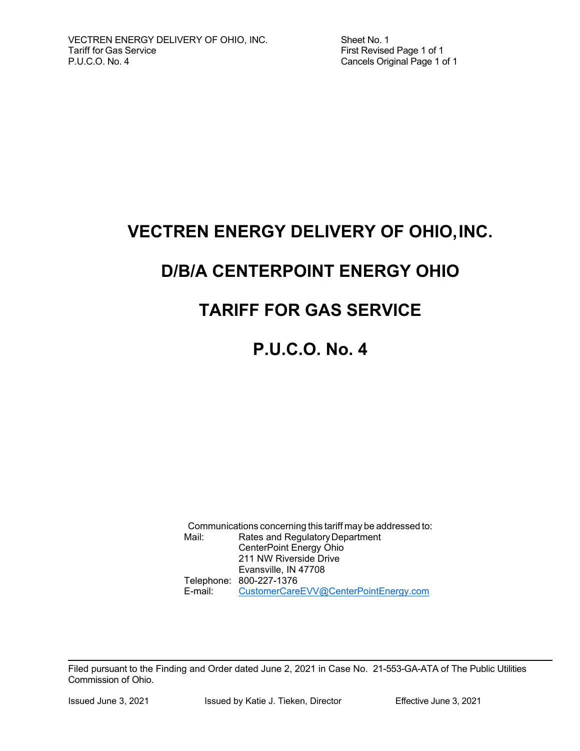# VECTREN ENERGY DELIVERY OF OHIO, INC.

# D/B/A CENTERPOINT ENERGY OHIO

# TARIFF FOR GAS SERVICE

# P.U.C.O. No. 4

Communications concerning this tariff may be addressed to:

Mail: Rates and Regulatory Department
CenterPoint Energy Ohio
211 NW Riverside Drive
Evansville, IN 47708

Telephone: 800-227-1376

E-mail: CustomerCareEVV@CenterPointEnergy.com

---

Filed pursuant to the Finding and Order dated June 2, 2021 in Case No. 21-553-GA-ATA of The Public Utilities Commission of Ohio.

Issued June 3, 2021 Issued by Katie J. Tieken, Director Effective June 3, 2021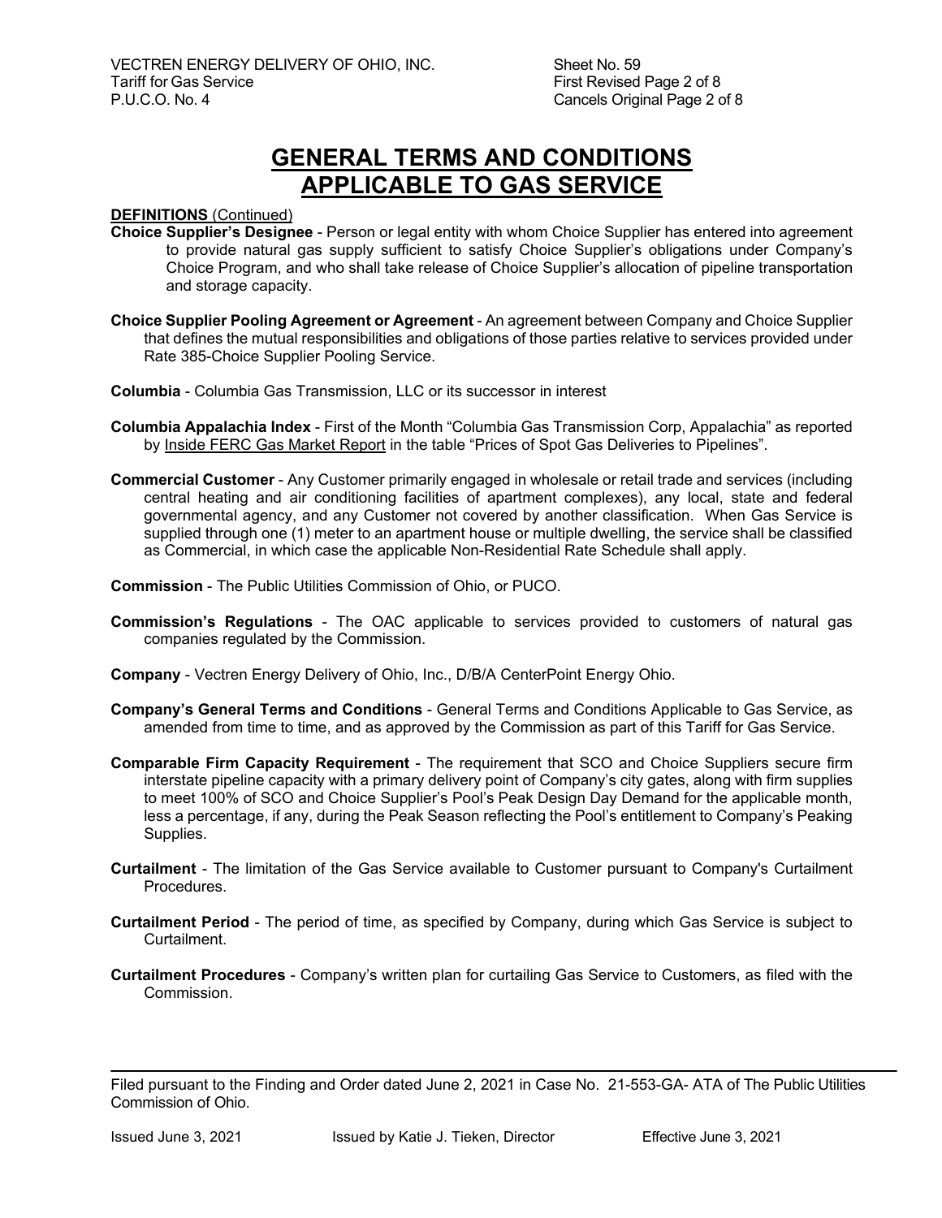# GENERAL TERMS AND CONDITIONS APPLICABLE TO GAS SERVICE

**DEFINITIONS** (Continued)

**Choice Supplier's Designee** - Person or legal entity with whom Choice Supplier has entered into agreement to provide natural gas supply sufficient to satisfy Choice Supplier's obligations under Company's Choice Program, and who shall take release of Choice Supplier's allocation of pipeline transportation and storage capacity.

**Choice Supplier Pooling Agreement or Agreement** - An agreement between Company and Choice Supplier that defines the mutual responsibilities and obligations of those parties relative to services provided under Rate 385-Choice Supplier Pooling Service.

**Columbia** - Columbia Gas Transmission, LLC or its successor in interest

**Columbia Appalachia Index** - First of the Month "Columbia Gas Transmission Corp, Appalachia" as reported by Inside FERC Gas Market Report in the table "Prices of Spot Gas Deliveries to Pipelines".

**Commercial Customer** - Any Customer primarily engaged in wholesale or retail trade and services (including central heating and air conditioning facilities of apartment complexes), any local, state and federal governmental agency, and any Customer not covered by another classification. When Gas Service is supplied through one (1) meter to an apartment house or multiple dwelling, the service shall be classified as Commercial, in which case the applicable Non-Residential Rate Schedule shall apply.

**Commission** - The Public Utilities Commission of Ohio, or PUCO.

**Commission's Regulations** - The OAC applicable to services provided to customers of natural gas companies regulated by the Commission.

**Company** - Vectren Energy Delivery of Ohio, Inc., D/B/A CenterPoint Energy Ohio.

**Company's General Terms and Conditions** - General Terms and Conditions Applicable to Gas Service, as amended from time to time, and as approved by the Commission as part of this Tariff for Gas Service.

**Comparable Firm Capacity Requirement** - The requirement that SCO and Choice Suppliers secure firm interstate pipeline capacity with a primary delivery point of Company's city gates, along with firm supplies to meet 100% of SCO and Choice Supplier's Pool's Peak Design Day Demand for the applicable month, less a percentage, if any, during the Peak Season reflecting the Pool's entitlement to Company's Peaking Supplies.

**Curtailment** - The limitation of the Gas Service available to Customer pursuant to Company's Curtailment Procedures.

**Curtailment Period** - The period of time, as specified by Company, during which Gas Service is subject to Curtailment.

**Curtailment Procedures** - Company's written plan for curtailing Gas Service to Customers, as filed with the Commission.

Filed pursuant to the Finding and Order dated June 2, 2021 in Case No. 21-553-GA- ATA of The Public Utilities Commission of Ohio.

Issued June 3, 2021 Issued by Katie J. Tieken, Director Effective June 3, 2021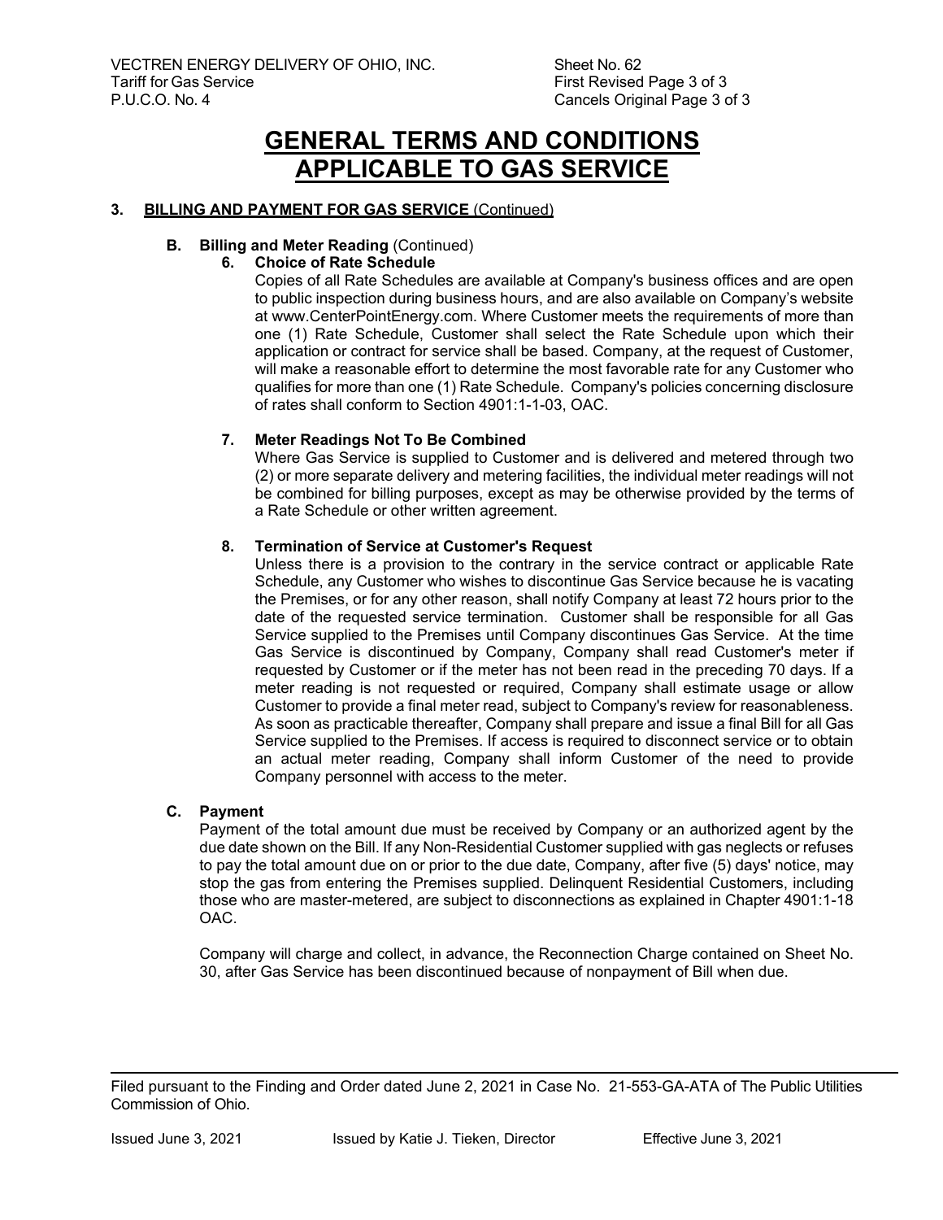# GENERAL TERMS AND CONDITIONS APPLICABLE TO GAS SERVICE

## 3. BILLING AND PAYMENT FOR GAS SERVICE (Continued)

### B. Billing and Meter Reading (Continued)

**6. Choice of Rate Schedule**

Copies of all Rate Schedules are available at Company's business offices and are open to public inspection during business hours, and are also available on Company's website at www.CenterPointEnergy.com. Where Customer meets the requirements of more than one (1) Rate Schedule, Customer shall select the Rate Schedule upon which their application or contract for service shall be based. Company, at the request of Customer, will make a reasonable effort to determine the most favorable rate for any Customer who qualifies for more than one (1) Rate Schedule. Company's policies concerning disclosure of rates shall conform to Section 4901:1-1-03, OAC.

**7. Meter Readings Not To Be Combined**

Where Gas Service is supplied to Customer and is delivered and metered through two (2) or more separate delivery and metering facilities, the individual meter readings will not be combined for billing purposes, except as may be otherwise provided by the terms of a Rate Schedule or other written agreement.

**8. Termination of Service at Customer's Request**

Unless there is a provision to the contrary in the service contract or applicable Rate Schedule, any Customer who wishes to discontinue Gas Service because he is vacating the Premises, or for any other reason, shall notify Company at least 72 hours prior to the date of the requested service termination. Customer shall be responsible for all Gas Service supplied to the Premises until Company discontinues Gas Service. At the time Gas Service is discontinued by Company, Company shall read Customer's meter if requested by Customer or if the meter has not been read in the preceding 70 days. If a meter reading is not requested or required, Company shall estimate usage or allow Customer to provide a final meter read, subject to Company's review for reasonableness. As soon as practicable thereafter, Company shall prepare and issue a final Bill for all Gas Service supplied to the Premises. If access is required to disconnect service or to obtain an actual meter reading, Company shall inform Customer of the need to provide Company personnel with access to the meter.

### C. Payment

Payment of the total amount due must be received by Company or an authorized agent by the due date shown on the Bill. If any Non-Residential Customer supplied with gas neglects or refuses to pay the total amount due on or prior to the due date, Company, after five (5) days' notice, may stop the gas from entering the Premises supplied. Delinquent Residential Customers, including those who are master-metered, are subject to disconnections as explained in Chapter 4901:1-18 OAC.

Company will charge and collect, in advance, the Reconnection Charge contained on Sheet No. 30, after Gas Service has been discontinued because of nonpayment of Bill when due.

Filed pursuant to the Finding and Order dated June 2, 2021 in Case No. 21-553-GA-ATA of The Public Utilities Commission of Ohio.

Issued June 3, 2021 Issued by Katie J. Tieken, Director Effective June 3, 2021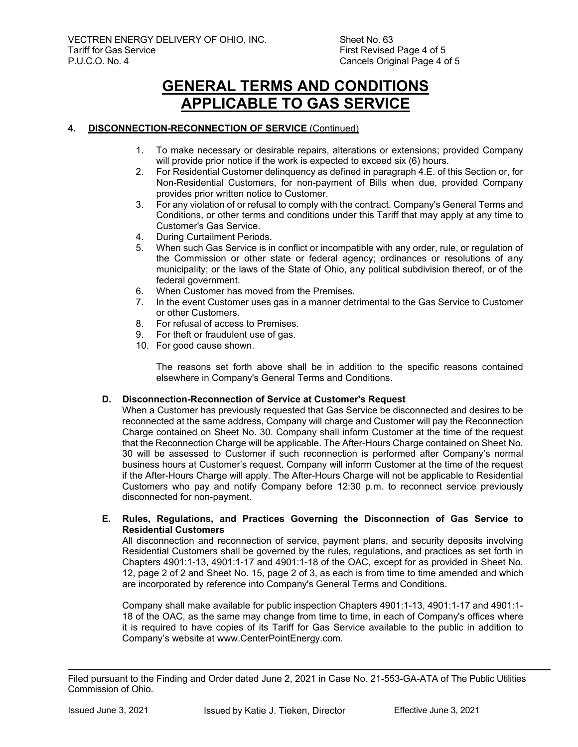# GENERAL TERMS AND CONDITIONS APPLICABLE TO GAS SERVICE

**4. DISCONNECTION-RECONNECTION OF SERVICE** (Continued)

1. To make necessary or desirable repairs, alterations or extensions; provided Company will provide prior notice if the work is expected to exceed six (6) hours.
2. For Residential Customer delinquency as defined in paragraph 4.E. of this Section or, for Non-Residential Customers, for non-payment of Bills when due, provided Company provides prior written notice to Customer.
3. For any violation of or refusal to comply with the contract. Company's General Terms and Conditions, or other terms and conditions under this Tariff that may apply at any time to Customer's Gas Service.
4. During Curtailment Periods.
5. When such Gas Service is in conflict or incompatible with any order, rule, or regulation of the Commission or other state or federal agency; ordinances or resolutions of any municipality; or the laws of the State of Ohio, any political subdivision thereof, or of the federal government.
6. When Customer has moved from the Premises.
7. In the event Customer uses gas in a manner detrimental to the Gas Service to Customer or other Customers.
8. For refusal of access to Premises.
9. For theft or fraudulent use of gas.
10. For good cause shown.

The reasons set forth above shall be in addition to the specific reasons contained elsewhere in Company's General Terms and Conditions.

**D. Disconnection-Reconnection of Service at Customer's Request**

When a Customer has previously requested that Gas Service be disconnected and desires to be reconnected at the same address, Company will charge and Customer will pay the Reconnection Charge contained on Sheet No. 30. Company shall inform Customer at the time of the request that the Reconnection Charge will be applicable. The After-Hours Charge contained on Sheet No. 30 will be assessed to Customer if such reconnection is performed after Company's normal business hours at Customer's request. Company will inform Customer at the time of the request if the After-Hours Charge will apply. The After-Hours Charge will not be applicable to Residential Customers who pay and notify Company before 12:30 p.m. to reconnect service previously disconnected for non-payment.

**E. Rules, Regulations, and Practices Governing the Disconnection of Gas Service to Residential Customers**

All disconnection and reconnection of service, payment plans, and security deposits involving Residential Customers shall be governed by the rules, regulations, and practices as set forth in Chapters 4901:1-13, 4901:1-17 and 4901:1-18 of the OAC, except for as provided in Sheet No. 12, page 2 of 2 and Sheet No. 15, page 2 of 3, as each is from time to time amended and which are incorporated by reference into Company's General Terms and Conditions.

Company shall make available for public inspection Chapters 4901:1-13, 4901:1-17 and 4901:1-18 of the OAC, as the same may change from time to time, in each of Company's offices where it is required to have copies of its Tariff for Gas Service available to the public in addition to Company's website at www.CenterPointEnergy.com.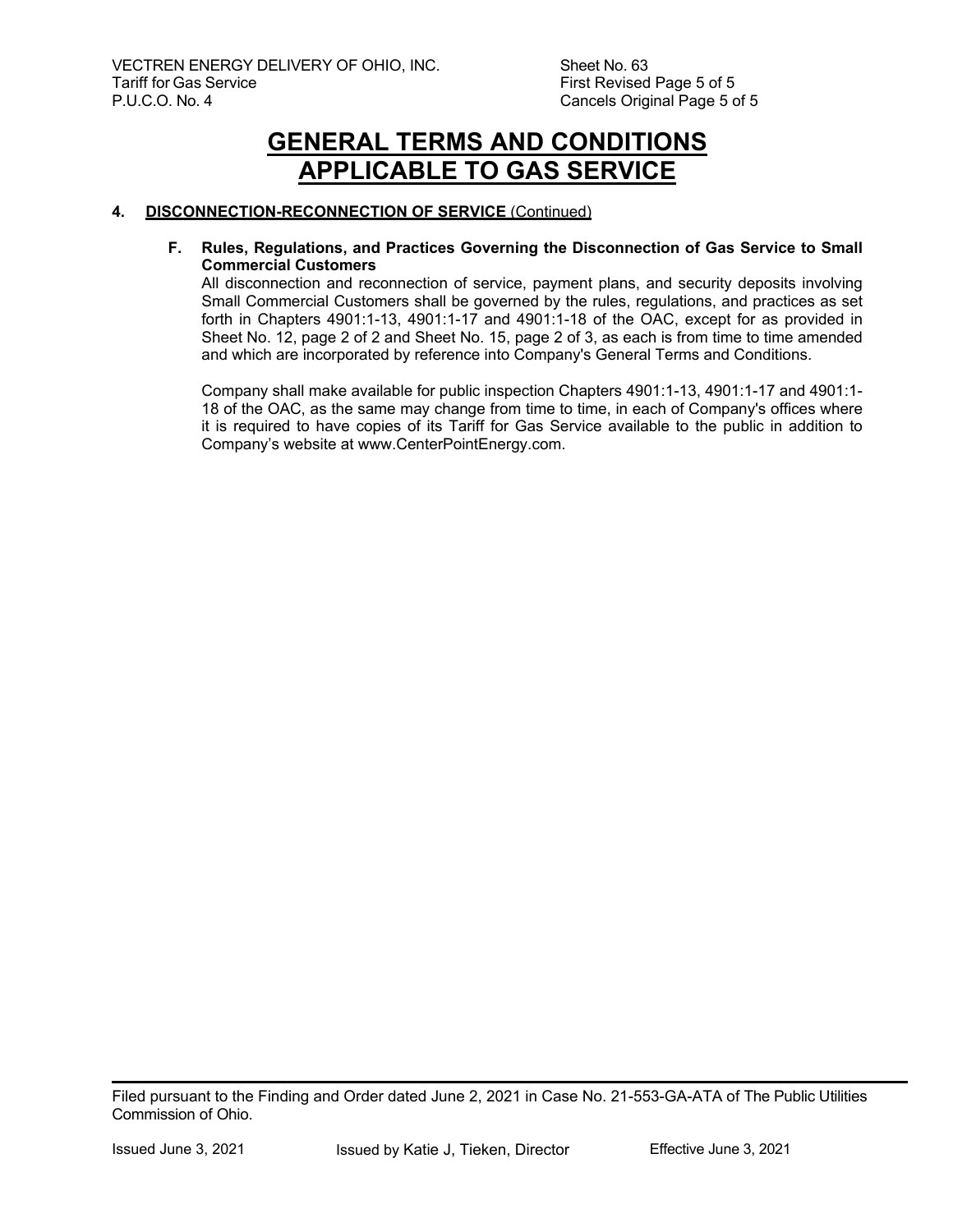# GENERAL TERMS AND CONDITIONS APPLICABLE TO GAS SERVICE

**4. DISCONNECTION-RECONNECTION OF SERVICE** (Continued)

**F. Rules, Regulations, and Practices Governing the Disconnection of Gas Service to Small Commercial Customers**

All disconnection and reconnection of service, payment plans, and security deposits involving Small Commercial Customers shall be governed by the rules, regulations, and practices as set forth in Chapters 4901:1-13, 4901:1-17 and 4901:1-18 of the OAC, except for as provided in Sheet No. 12, page 2 of 2 and Sheet No. 15, page 2 of 3, as each is from time to time amended and which are incorporated by reference into Company's General Terms and Conditions.

Company shall make available for public inspection Chapters 4901:1-13, 4901:1-17 and 4901:1-18 of the OAC, as the same may change from time to time, in each of Company's offices where it is required to have copies of its Tariff for Gas Service available to the public in addition to Company's website at www.CenterPointEnergy.com.

Filed pursuant to the Finding and Order dated June 2, 2021 in Case No. 21-553-GA-ATA of The Public Utilities Commission of Ohio.

Issued June 3, 2021 Issued by Katie J, Tieken, Director Effective June 3, 2021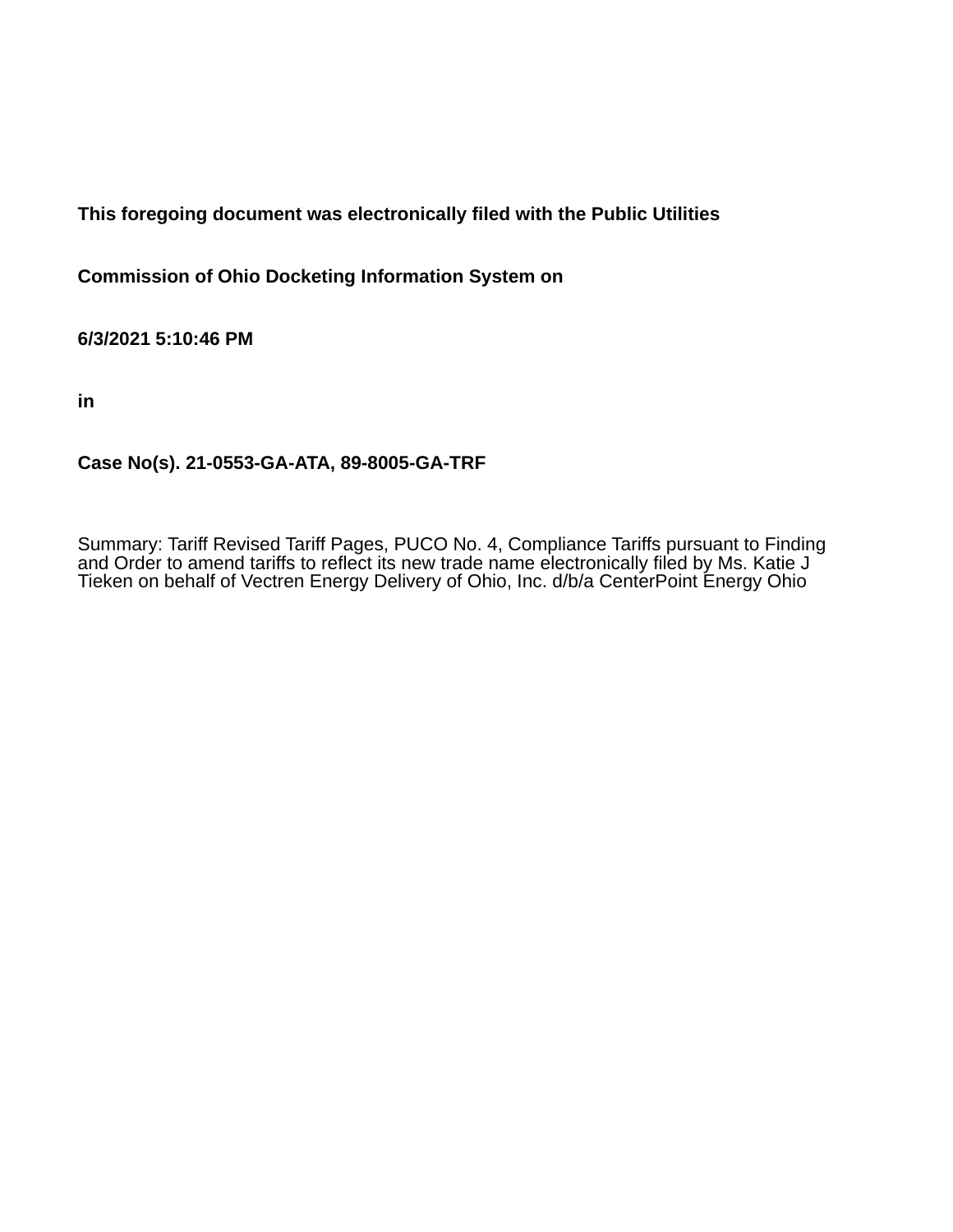**This foregoing document was electronically filed with the Public Utilities**

**Commission of Ohio Docketing Information System on**

**6/3/2021 5:10:46 PM**

**in**

**Case No(s). 21-0553-GA-ATA, 89-8005-GA-TRF**

Summary: Tariff Revised Tariff Pages, PUCO No. 4, Compliance Tariffs pursuant to Finding and Order to amend tariffs to reflect its new trade name electronically filed by Ms. Katie J Tieken on behalf of Vectren Energy Delivery of Ohio, Inc. d/b/a CenterPoint Energy Ohio